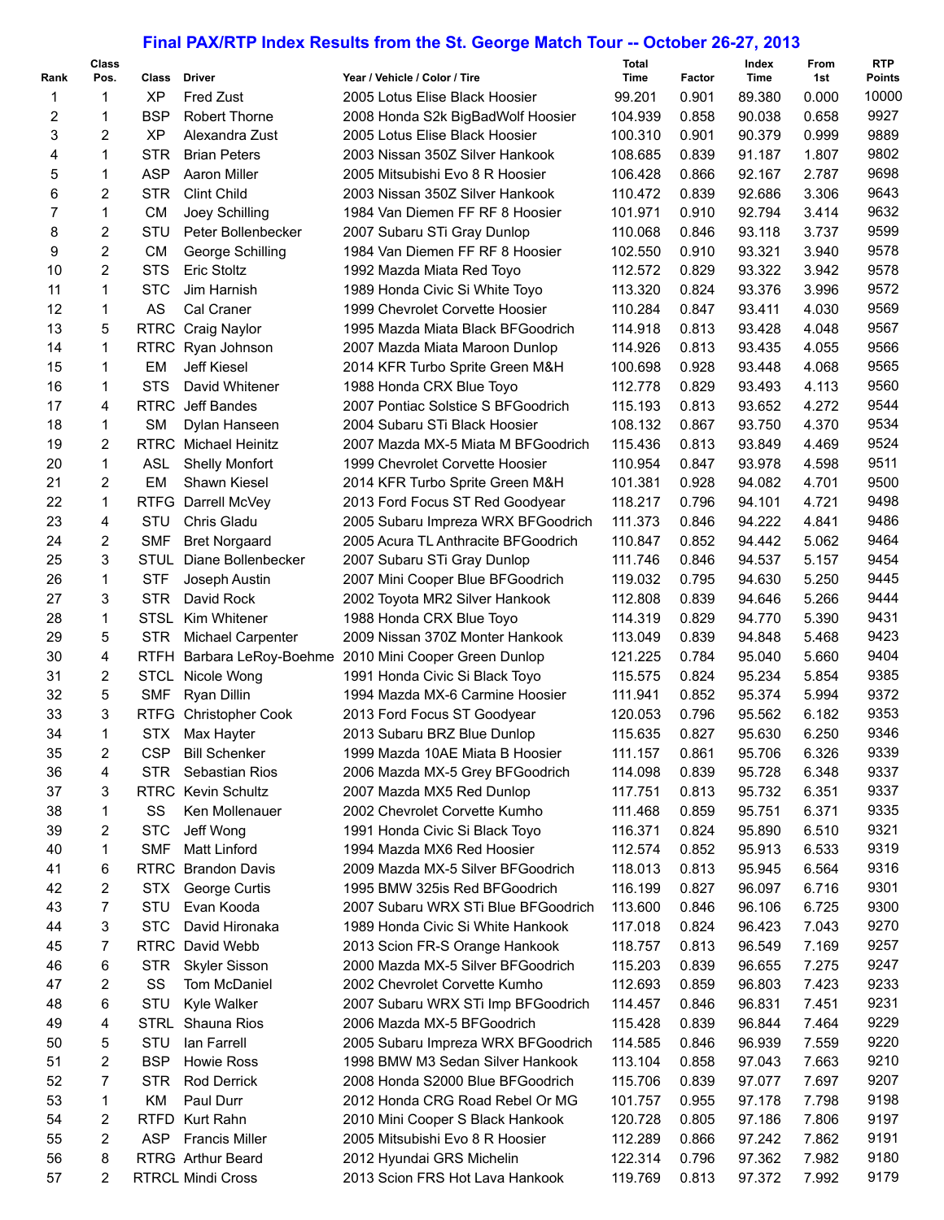# Final PAX/RTP Index Results from the St. George Match Tour -- October 26-27, 2013

| Rank | Class Pos. | Class | Driver | Year / Vehicle / Color / Tire | Total Time | Factor | Index Time | From 1st | RTP Points |
|---|---|---|---|---|---|---|---|---|---|
| 1 | 1 | XP | Fred Zust | 2005 Lotus Elise Black Hoosier | 99.201 | 0.901 | 89.380 | 0.000 | 10000 |
| 2 | 1 | BSP | Robert Thorne | 2008 Honda S2k BigBadWolf Hoosier | 104.939 | 0.858 | 90.038 | 0.658 | 9927 |
| 3 | 2 | XP | Alexandra Zust | 2005 Lotus Elise Black Hoosier | 100.310 | 0.901 | 90.379 | 0.999 | 9889 |
| 4 | 1 | STR | Brian Peters | 2003 Nissan 350Z Silver Hankook | 108.685 | 0.839 | 91.187 | 1.807 | 9802 |
| 5 | 1 | ASP | Aaron Miller | 2005 Mitsubishi Evo 8 R Hoosier | 106.428 | 0.866 | 92.167 | 2.787 | 9698 |
| 6 | 2 | STR | Clint Child | 2003 Nissan 350Z Silver Hankook | 110.472 | 0.839 | 92.686 | 3.306 | 9643 |
| 7 | 1 | CM | Joey Schilling | 1984 Van Diemen FF RF 8 Hoosier | 101.971 | 0.910 | 92.794 | 3.414 | 9632 |
| 8 | 2 | STU | Peter Bollenbecker | 2007 Subaru STi Gray Dunlop | 110.068 | 0.846 | 93.118 | 3.737 | 9599 |
| 9 | 2 | CM | George Schilling | 1984 Van Diemen FF RF 8 Hoosier | 102.550 | 0.910 | 93.321 | 3.940 | 9578 |
| 10 | 2 | STS | Eric Stoltz | 1992 Mazda Miata Red Toyo | 112.572 | 0.829 | 93.322 | 3.942 | 9578 |
| 11 | 1 | STC | Jim Harnish | 1989 Honda Civic Si White Toyo | 113.320 | 0.824 | 93.376 | 3.996 | 9572 |
| 12 | 1 | AS | Cal Craner | 1999 Chevrolet Corvette Hoosier | 110.284 | 0.847 | 93.411 | 4.030 | 9569 |
| 13 | 5 | RTRC | Craig Naylor | 1995 Mazda Miata Black BFGoodrich | 114.918 | 0.813 | 93.428 | 4.048 | 9567 |
| 14 | 1 | RTRC | Ryan Johnson | 2007 Mazda Miata Maroon Dunlop | 114.926 | 0.813 | 93.435 | 4.055 | 9566 |
| 15 | 1 | EM | Jeff Kiesel | 2014 KFR Turbo Sprite Green M&H | 100.698 | 0.928 | 93.448 | 4.068 | 9565 |
| 16 | 1 | STS | David Whitener | 1988 Honda CRX Blue Toyo | 112.778 | 0.829 | 93.493 | 4.113 | 9560 |
| 17 | 4 | RTRC | Jeff Bandes | 2007 Pontiac Solstice S BFGoodrich | 115.193 | 0.813 | 93.652 | 4.272 | 9544 |
| 18 | 1 | SM | Dylan Hanseen | 2004 Subaru STi Black Hoosier | 108.132 | 0.867 | 93.750 | 4.370 | 9534 |
| 19 | 2 | RTRC | Michael Heinitz | 2007 Mazda MX-5 Miata M BFGoodrich | 115.436 | 0.813 | 93.849 | 4.469 | 9524 |
| 20 | 1 | ASL | Shelly Monfort | 1999 Chevrolet Corvette Hoosier | 110.954 | 0.847 | 93.978 | 4.598 | 9511 |
| 21 | 2 | EM | Shawn Kiesel | 2014 KFR Turbo Sprite Green M&H | 101.381 | 0.928 | 94.082 | 4.701 | 9500 |
| 22 | 1 | RTFG | Darrell McVey | 2013 Ford Focus ST Red Goodyear | 118.217 | 0.796 | 94.101 | 4.721 | 9498 |
| 23 | 4 | STU | Chris Gladu | 2005 Subaru Impreza WRX BFGoodrich | 111.373 | 0.846 | 94.222 | 4.841 | 9486 |
| 24 | 2 | SMF | Bret Norgaard | 2005 Acura TL Anthracite BFGoodrich | 110.847 | 0.852 | 94.442 | 5.062 | 9464 |
| 25 | 3 | STUL | Diane Bollenbecker | 2007 Subaru STi Gray Dunlop | 111.746 | 0.846 | 94.537 | 5.157 | 9454 |
| 26 | 1 | STF | Joseph Austin | 2007 Mini Cooper Blue BFGoodrich | 119.032 | 0.795 | 94.630 | 5.250 | 9445 |
| 27 | 3 | STR | David Rock | 2002 Toyota MR2 Silver Hankook | 112.808 | 0.839 | 94.646 | 5.266 | 9444 |
| 28 | 1 | STSL | Kim Whitener | 1988 Honda CRX Blue Toyo | 114.319 | 0.829 | 94.770 | 5.390 | 9431 |
| 29 | 5 | STR | Michael Carpenter | 2009 Nissan 370Z Monter Hankook | 113.049 | 0.839 | 94.848 | 5.468 | 9423 |
| 30 | 4 | RTFH | Barbara LeRoy-Boehme | 2010 Mini Cooper Green Dunlop | 121.225 | 0.784 | 95.040 | 5.660 | 9404 |
| 31 | 2 | STCL | Nicole Wong | 1991 Honda Civic Si Black Toyo | 115.575 | 0.824 | 95.234 | 5.854 | 9385 |
| 32 | 5 | SMF | Ryan Dillin | 1994 Mazda MX-6 Carmine Hoosier | 111.941 | 0.852 | 95.374 | 5.994 | 9372 |
| 33 | 3 | RTFG | Christopher Cook | 2013 Ford Focus ST Goodyear | 120.053 | 0.796 | 95.562 | 6.182 | 9353 |
| 34 | 1 | STX | Max Hayter | 2013 Subaru BRZ Blue Dunlop | 115.635 | 0.827 | 95.630 | 6.250 | 9346 |
| 35 | 2 | CSP | Bill Schenker | 1999 Mazda 10AE Miata B Hoosier | 111.157 | 0.861 | 95.706 | 6.326 | 9339 |
| 36 | 4 | STR | Sebastian Rios | 2006 Mazda MX-5 Grey BFGoodrich | 114.098 | 0.839 | 95.728 | 6.348 | 9337 |
| 37 | 3 | RTRC | Kevin Schultz | 2007 Mazda MX5 Red Dunlop | 117.751 | 0.813 | 95.732 | 6.351 | 9337 |
| 38 | 1 | SS | Ken Mollenauer | 2002 Chevrolet Corvette Kumho | 111.468 | 0.859 | 95.751 | 6.371 | 9335 |
| 39 | 2 | STC | Jeff Wong | 1991 Honda Civic Si Black Toyo | 116.371 | 0.824 | 95.890 | 6.510 | 9321 |
| 40 | 1 | SMF | Matt Linford | 1994 Mazda MX6 Red Hoosier | 112.574 | 0.852 | 95.913 | 6.533 | 9319 |
| 41 | 6 | RTRC | Brandon Davis | 2009 Mazda MX-5 Silver BFGoodrich | 118.013 | 0.813 | 95.945 | 6.564 | 9316 |
| 42 | 2 | STX | George Curtis | 1995 BMW 325is Red BFGoodrich | 116.199 | 0.827 | 96.097 | 6.716 | 9301 |
| 43 | 7 | STU | Evan Kooda | 2007 Subaru WRX STi Blue BFGoodrich | 113.600 | 0.846 | 96.106 | 6.725 | 9300 |
| 44 | 3 | STC | David Hironaka | 1989 Honda Civic Si White Hankook | 117.018 | 0.824 | 96.423 | 7.043 | 9270 |
| 45 | 7 | RTRC | David Webb | 2013 Scion FR-S Orange Hankook | 118.757 | 0.813 | 96.549 | 7.169 | 9257 |
| 46 | 6 | STR | Skyler Sisson | 2000 Mazda MX-5 Silver BFGoodrich | 115.203 | 0.839 | 96.655 | 7.275 | 9247 |
| 47 | 2 | SS | Tom McDaniel | 2002 Chevrolet Corvette Kumho | 112.693 | 0.859 | 96.803 | 7.423 | 9233 |
| 48 | 6 | STU | Kyle Walker | 2007 Subaru WRX STi Imp BFGoodrich | 114.457 | 0.846 | 96.831 | 7.451 | 9231 |
| 49 | 4 | STRL | Shauna Rios | 2006 Mazda MX-5 BFGoodrich | 115.428 | 0.839 | 96.844 | 7.464 | 9229 |
| 50 | 5 | STU | Ian Farrell | 2005 Subaru Impreza WRX BFGoodrich | 114.585 | 0.846 | 96.939 | 7.559 | 9220 |
| 51 | 2 | BSP | Howie Ross | 1998 BMW M3 Sedan Silver Hankook | 113.104 | 0.858 | 97.043 | 7.663 | 9210 |
| 52 | 7 | STR | Rod Derrick | 2008 Honda S2000 Blue BFGoodrich | 115.706 | 0.839 | 97.077 | 7.697 | 9207 |
| 53 | 1 | KM | Paul Durr | 2012 Honda CRG Road Rebel Or MG | 101.757 | 0.955 | 97.178 | 7.798 | 9198 |
| 54 | 2 | RTFD | Kurt Rahn | 2010 Mini Cooper S Black Hankook | 120.728 | 0.805 | 97.186 | 7.806 | 9197 |
| 55 | 2 | ASP | Francis Miller | 2005 Mitsubishi Evo 8 R Hoosier | 112.289 | 0.866 | 97.242 | 7.862 | 9191 |
| 56 | 8 | RTRG | Arthur Beard | 2012 Hyundai GRS Michelin | 122.314 | 0.796 | 97.362 | 7.982 | 9180 |
| 57 | 2 | RTRCL | Mindi Cross | 2013 Scion FRS Hot Lava Hankook | 119.769 | 0.813 | 97.372 | 7.992 | 9179 |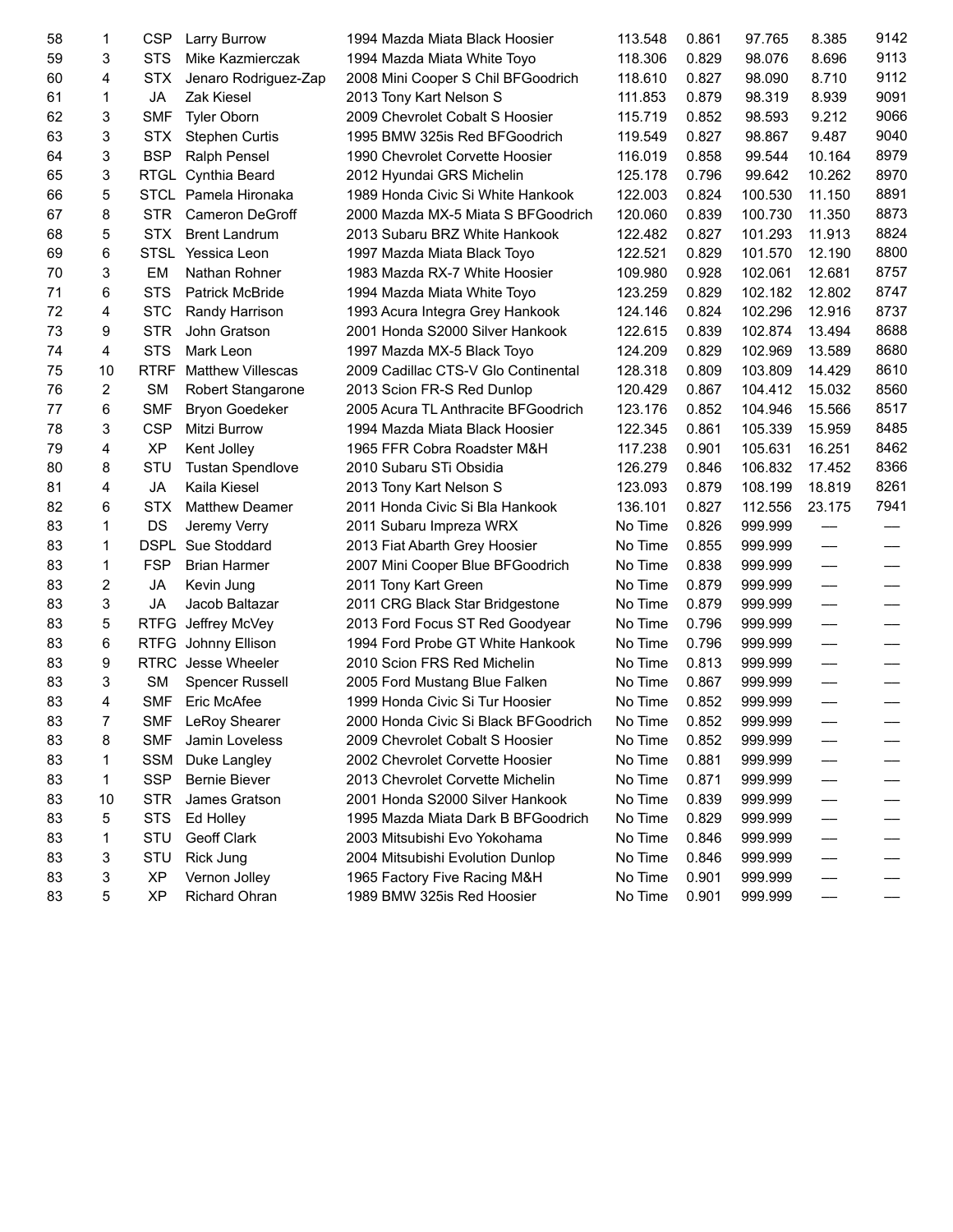| | | | | | | | | | |
|---|---|---|---|---|---|---|---|---|---|
| 58 | 1 | CSP | Larry Burrow | 1994 Mazda Miata Black Hoosier | 113.548 | 0.861 | 97.765 | 8.385 | 9142 |
| 59 | 3 | STS | Mike Kazmierczak | 1994 Mazda Miata White Toyo | 118.306 | 0.829 | 98.076 | 8.696 | 9113 |
| 60 | 4 | STX | Jenaro Rodriguez-Zap | 2008 Mini Cooper S Chil BFGoodrich | 118.610 | 0.827 | 98.090 | 8.710 | 9112 |
| 61 | 1 | JA | Zak Kiesel | 2013 Tony Kart Nelson S | 111.853 | 0.879 | 98.319 | 8.939 | 9091 |
| 62 | 3 | SMF | Tyler Oborn | 2009 Chevrolet Cobalt S Hoosier | 115.719 | 0.852 | 98.593 | 9.212 | 9066 |
| 63 | 3 | STX | Stephen Curtis | 1995 BMW 325is Red BFGoodrich | 119.549 | 0.827 | 98.867 | 9.487 | 9040 |
| 64 | 3 | BSP | Ralph Pensel | 1990 Chevrolet Corvette Hoosier | 116.019 | 0.858 | 99.544 | 10.164 | 8979 |
| 65 | 3 | RTGL | Cynthia Beard | 2012 Hyundai GRS Michelin | 125.178 | 0.796 | 99.642 | 10.262 | 8970 |
| 66 | 5 | STCL | Pamela Hironaka | 1989 Honda Civic Si White Hankook | 122.003 | 0.824 | 100.530 | 11.150 | 8891 |
| 67 | 8 | STR | Cameron DeGroff | 2000 Mazda MX-5 Miata S BFGoodrich | 120.060 | 0.839 | 100.730 | 11.350 | 8873 |
| 68 | 5 | STX | Brent Landrum | 2013 Subaru BRZ White Hankook | 122.482 | 0.827 | 101.293 | 11.913 | 8824 |
| 69 | 6 | STSL | Yessica Leon | 1997 Mazda Miata Black Toyo | 122.521 | 0.829 | 101.570 | 12.190 | 8800 |
| 70 | 3 | EM | Nathan Rohner | 1983 Mazda RX-7 White Hoosier | 109.980 | 0.928 | 102.061 | 12.681 | 8757 |
| 71 | 6 | STS | Patrick McBride | 1994 Mazda Miata White Toyo | 123.259 | 0.829 | 102.182 | 12.802 | 8747 |
| 72 | 4 | STC | Randy Harrison | 1993 Acura Integra Grey Hankook | 124.146 | 0.824 | 102.296 | 12.916 | 8737 |
| 73 | 9 | STR | John Gratson | 2001 Honda S2000 Silver Hankook | 122.615 | 0.839 | 102.874 | 13.494 | 8688 |
| 74 | 4 | STS | Mark Leon | 1997 Mazda MX-5 Black Toyo | 124.209 | 0.829 | 102.969 | 13.589 | 8680 |
| 75 | 10 | RTRF | Matthew Villescas | 2009 Cadillac CTS-V Glo Continental | 128.318 | 0.809 | 103.809 | 14.429 | 8610 |
| 76 | 2 | SM | Robert Stangarone | 2013 Scion FR-S Red Dunlop | 120.429 | 0.867 | 104.412 | 15.032 | 8560 |
| 77 | 6 | SMF | Bryon Goedeker | 2005 Acura TL Anthracite BFGoodrich | 123.176 | 0.852 | 104.946 | 15.566 | 8517 |
| 78 | 3 | CSP | Mitzi Burrow | 1994 Mazda Miata Black Hoosier | 122.345 | 0.861 | 105.339 | 15.959 | 8485 |
| 79 | 4 | XP | Kent Jolley | 1965 FFR Cobra Roadster M&H | 117.238 | 0.901 | 105.631 | 16.251 | 8462 |
| 80 | 8 | STU | Tustan Spendlove | 2010 Subaru STi Obsidia | 126.279 | 0.846 | 106.832 | 17.452 | 8366 |
| 81 | 4 | JA | Kaila Kiesel | 2013 Tony Kart Nelson S | 123.093 | 0.879 | 108.199 | 18.819 | 8261 |
| 82 | 6 | STX | Matthew Deamer | 2011 Honda Civic Si Bla Hankook | 136.101 | 0.827 | 112.556 | 23.175 | 7941 |
| 83 | 1 | DS | Jeremy Verry | 2011 Subaru Impreza WRX | No Time | 0.826 | 999.999 | — | — |
| 83 | 1 | DSPL | Sue Stoddard | 2013 Fiat Abarth Grey Hoosier | No Time | 0.855 | 999.999 | — | — |
| 83 | 1 | FSP | Brian Harmer | 2007 Mini Cooper Blue BFGoodrich | No Time | 0.838 | 999.999 | — | — |
| 83 | 2 | JA | Kevin Jung | 2011 Tony Kart Green | No Time | 0.879 | 999.999 | — | — |
| 83 | 3 | JA | Jacob Baltazar | 2011 CRG Black Star Bridgestone | No Time | 0.879 | 999.999 | — | — |
| 83 | 5 | RTFG | Jeffrey McVey | 2013 Ford Focus ST Red Goodyear | No Time | 0.796 | 999.999 | — | — |
| 83 | 6 | RTFG | Johnny Ellison | 1994 Ford Probe GT White Hankook | No Time | 0.796 | 999.999 | — | — |
| 83 | 9 | RTRC | Jesse Wheeler | 2010 Scion FRS Red Michelin | No Time | 0.813 | 999.999 | — | — |
| 83 | 3 | SM | Spencer Russell | 2005 Ford Mustang Blue Falken | No Time | 0.867 | 999.999 | — | — |
| 83 | 4 | SMF | Eric McAfee | 1999 Honda Civic Si Tur Hoosier | No Time | 0.852 | 999.999 | — | — |
| 83 | 7 | SMF | LeRoy Shearer | 2000 Honda Civic Si Black BFGoodrich | No Time | 0.852 | 999.999 | — | — |
| 83 | 8 | SMF | Jamin Loveless | 2009 Chevrolet Cobalt S Hoosier | No Time | 0.852 | 999.999 | — | — |
| 83 | 1 | SSM | Duke Langley | 2002 Chevrolet Corvette Hoosier | No Time | 0.881 | 999.999 | — | — |
| 83 | 1 | SSP | Bernie Biever | 2013 Chevrolet Corvette Michelin | No Time | 0.871 | 999.999 | — | — |
| 83 | 10 | STR | James Gratson | 2001 Honda S2000 Silver Hankook | No Time | 0.839 | 999.999 | — | — |
| 83 | 5 | STS | Ed Holley | 1995 Mazda Miata Dark B BFGoodrich | No Time | 0.829 | 999.999 | — | — |
| 83 | 1 | STU | Geoff Clark | 2003 Mitsubishi Evo Yokohama | No Time | 0.846 | 999.999 | — | — |
| 83 | 3 | STU | Rick Jung | 2004 Mitsubishi Evolution Dunlop | No Time | 0.846 | 999.999 | — | — |
| 83 | 3 | XP | Vernon Jolley | 1965 Factory Five Racing M&H | No Time | 0.901 | 999.999 | — | — |
| 83 | 5 | XP | Richard Ohran | 1989 BMW 325is Red Hoosier | No Time | 0.901 | 999.999 | — | — |